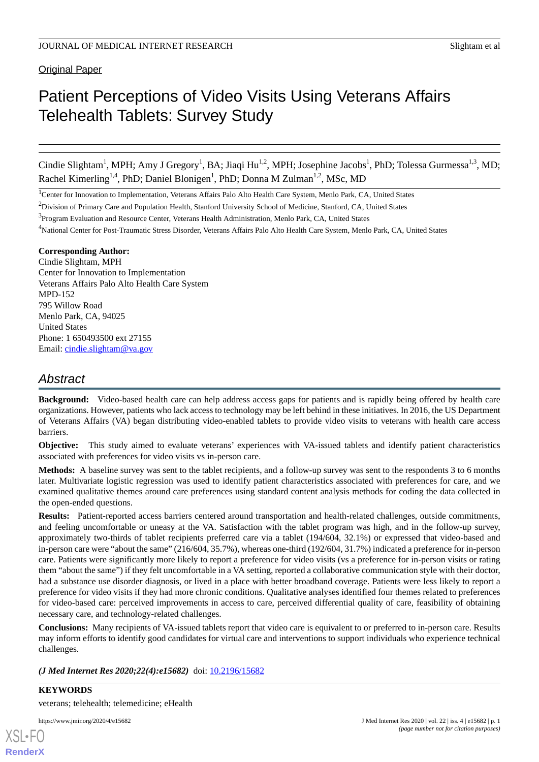Original Paper

# Patient Perceptions of Video Visits Using Veterans Affairs Telehealth Tablets: Survey Study

Cindie Slightam[1], MPH; Amy J Gregory[1], BA; Jiaqi Hu[1,2], MPH; Josephine Jacobs[1], PhD; Tolessa Gurmessa[1,3], MD; Rachel Kimerling[1,4], PhD; Daniel Blonigen[1], PhD; Donna M Zulman[1,2], MSc, MD

[1]Center for Innovation to Implementation, Veterans Affairs Palo Alto Health Care System, Menlo Park, CA, United States

[2]Division of Primary Care and Population Health, Stanford University School of Medicine, Stanford, CA, United States

[3]Program Evaluation and Resource Center, Veterans Health Administration, Menlo Park, CA, United States

[4]National Center for Post-Traumatic Stress Disorder, Veterans Affairs Palo Alto Health Care System, Menlo Park, CA, United States

**Corresponding Author:**
Cindie Slightam, MPH
Center for Innovation to Implementation
Veterans Affairs Palo Alto Health Care System
MPD-152
795 Willow Road
Menlo Park, CA, 94025
United States
Phone: 1 650493500 ext 27155
Email: cindie.slightam@va.gov

## Abstract

**Background:** Video-based health care can help address access gaps for patients and is rapidly being offered by health care organizations. However, patients who lack access to technology may be left behind in these initiatives. In 2016, the US Department of Veterans Affairs (VA) began distributing video-enabled tablets to provide video visits to veterans with health care access barriers.

**Objective:** This study aimed to evaluate veterans' experiences with VA-issued tablets and identify patient characteristics associated with preferences for video visits vs in-person care.

**Methods:** A baseline survey was sent to the tablet recipients, and a follow-up survey was sent to the respondents 3 to 6 months later. Multivariate logistic regression was used to identify patient characteristics associated with preferences for care, and we examined qualitative themes around care preferences using standard content analysis methods for coding the data collected in the open-ended questions.

**Results:** Patient-reported access barriers centered around transportation and health-related challenges, outside commitments, and feeling uncomfortable or uneasy at the VA. Satisfaction with the tablet program was high, and in the follow-up survey, approximately two-thirds of tablet recipients preferred care via a tablet (194/604, 32.1%) or expressed that video-based and in-person care were "about the same" (216/604, 35.7%), whereas one-third (192/604, 31.7%) indicated a preference for in-person care. Patients were significantly more likely to report a preference for video visits (vs a preference for in-person visits or rating them "about the same") if they felt uncomfortable in a VA setting, reported a collaborative communication style with their doctor, had a substance use disorder diagnosis, or lived in a place with better broadband coverage. Patients were less likely to report a preference for video visits if they had more chronic conditions. Qualitative analyses identified four themes related to preferences for video-based care: perceived improvements in access to care, perceived differential quality of care, feasibility of obtaining necessary care, and technology-related challenges.

**Conclusions:** Many recipients of VA-issued tablets report that video care is equivalent to or preferred to in-person care. Results may inform efforts to identify good candidates for virtual care and interventions to support individuals who experience technical challenges.

***(J Med Internet Res 2020;22(4):e15682)*** doi: 10.2196/15682

**KEYWORDS**

veterans; telehealth; telemedicine; eHealth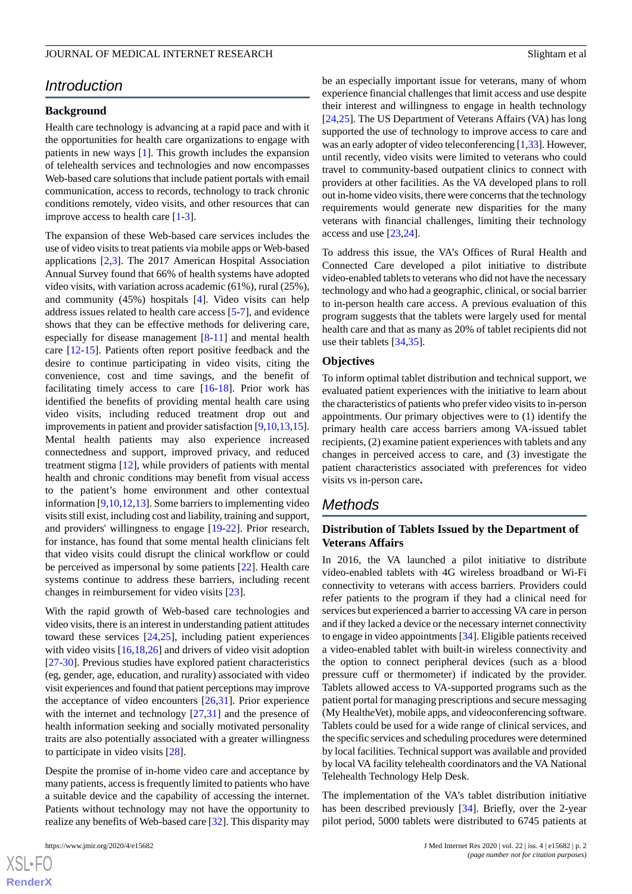## Introduction

### Background

Health care technology is advancing at a rapid pace and with it the opportunities for health care organizations to engage with patients in new ways [1]. This growth includes the expansion of telehealth services and technologies and now encompasses Web-based care solutions that include patient portals with email communication, access to records, technology to track chronic conditions remotely, video visits, and other resources that can improve access to health care [1-3].

The expansion of these Web-based care services includes the use of video visits to treat patients via mobile apps or Web-based applications [2,3]. The 2017 American Hospital Association Annual Survey found that 66% of health systems have adopted video visits, with variation across academic (61%), rural (25%), and community (45%) hospitals [4]. Video visits can help address issues related to health care access [5-7], and evidence shows that they can be effective methods for delivering care, especially for disease management [8-11] and mental health care [12-15]. Patients often report positive feedback and the desire to continue participating in video visits, citing the convenience, cost and time savings, and the benefit of facilitating timely access to care [16-18]. Prior work has identified the benefits of providing mental health care using video visits, including reduced treatment drop out and improvements in patient and provider satisfaction [9,10,13,15]. Mental health patients may also experience increased connectedness and support, improved privacy, and reduced treatment stigma [12], while providers of patients with mental health and chronic conditions may benefit from visual access to the patient's home environment and other contextual information [9,10,12,13]. Some barriers to implementing video visits still exist, including cost and liability, training and support, and providers' willingness to engage [19-22]. Prior research, for instance, has found that some mental health clinicians felt that video visits could disrupt the clinical workflow or could be perceived as impersonal by some patients [22]. Health care systems continue to address these barriers, including recent changes in reimbursement for video visits [23].

With the rapid growth of Web-based care technologies and video visits, there is an interest in understanding patient attitudes toward these services [24,25], including patient experiences with video visits [16,18,26] and drivers of video visit adoption [27-30]. Previous studies have explored patient characteristics (eg, gender, age, education, and rurality) associated with video visit experiences and found that patient perceptions may improve the acceptance of video encounters [26,31]. Prior experience with the internet and technology [27,31] and the presence of health information seeking and socially motivated personality traits are also potentially associated with a greater willingness to participate in video visits [28].

Despite the promise of in-home video care and acceptance by many patients, access is frequently limited to patients who have a suitable device and the capability of accessing the internet. Patients without technology may not have the opportunity to realize any benefits of Web-based care [32]. This disparity may be an especially important issue for veterans, many of whom experience financial challenges that limit access and use despite their interest and willingness to engage in health technology [24,25]. The US Department of Veterans Affairs (VA) has long supported the use of technology to improve access to care and was an early adopter of video teleconferencing [1,33]. However, until recently, video visits were limited to veterans who could travel to community-based outpatient clinics to connect with providers at other facilities. As the VA developed plans to roll out in-home video visits, there were concerns that the technology requirements would generate new disparities for the many veterans with financial challenges, limiting their technology access and use [23,24].

To address this issue, the VA's Offices of Rural Health and Connected Care developed a pilot initiative to distribute video-enabled tablets to veterans who did not have the necessary technology and who had a geographic, clinical, or social barrier to in-person health care access. A previous evaluation of this program suggests that the tablets were largely used for mental health care and that as many as 20% of tablet recipients did not use their tablets [34,35].

### Objectives

To inform optimal tablet distribution and technical support, we evaluated patient experiences with the initiative to learn about the characteristics of patients who prefer video visits to in-person appointments. Our primary objectives were to (1) identify the primary health care access barriers among VA-issued tablet recipients, (2) examine patient experiences with tablets and any changes in perceived access to care, and (3) investigate the patient characteristics associated with preferences for video visits vs in-person care.

## Methods

### Distribution of Tablets Issued by the Department of Veterans Affairs

In 2016, the VA launched a pilot initiative to distribute video-enabled tablets with 4G wireless broadband or Wi-Fi connectivity to veterans with access barriers. Providers could refer patients to the program if they had a clinical need for services but experienced a barrier to accessing VA care in person and if they lacked a device or the necessary internet connectivity to engage in video appointments [34]. Eligible patients received a video-enabled tablet with built-in wireless connectivity and the option to connect peripheral devices (such as a blood pressure cuff or thermometer) if indicated by the provider. Tablets allowed access to VA-supported programs such as the patient portal for managing prescriptions and secure messaging (My Health*e*Vet), mobile apps, and videoconferencing software. Tablets could be used for a wide range of clinical services, and the specific services and scheduling procedures were determined by local facilities. Technical support was available and provided by local VA facility telehealth coordinators and the VA National Telehealth Technology Help Desk.

The implementation of the VA's tablet distribution initiative has been described previously [34]. Briefly, over the 2-year pilot period, 5000 tablets were distributed to 6745 patients at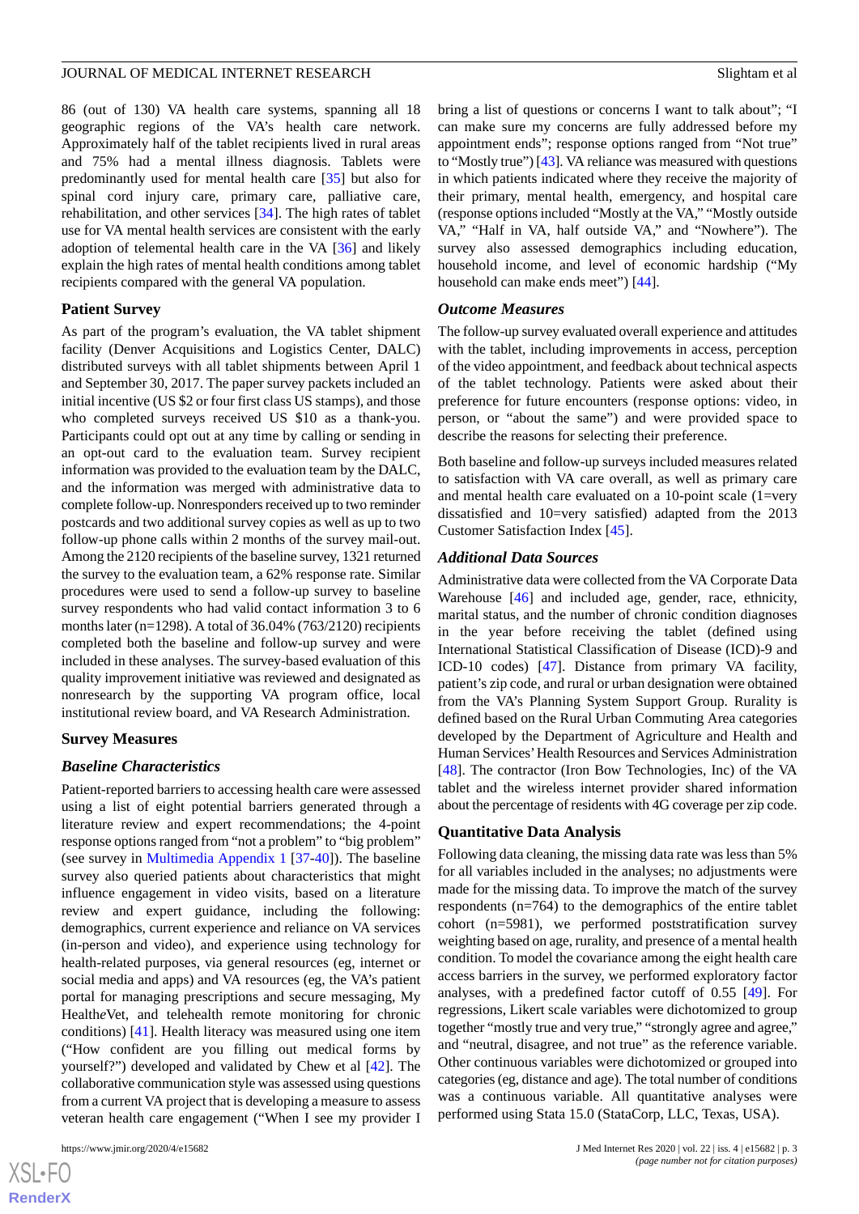86 (out of 130) VA health care systems, spanning all 18 geographic regions of the VA's health care network. Approximately half of the tablet recipients lived in rural areas and 75% had a mental illness diagnosis. Tablets were predominantly used for mental health care [35] but also for spinal cord injury care, primary care, palliative care, rehabilitation, and other services [34]. The high rates of tablet use for VA mental health services are consistent with the early adoption of telemental health care in the VA [36] and likely explain the high rates of mental health conditions among tablet recipients compared with the general VA population.

## Patient Survey

As part of the program's evaluation, the VA tablet shipment facility (Denver Acquisitions and Logistics Center, DALC) distributed surveys with all tablet shipments between April 1 and September 30, 2017. The paper survey packets included an initial incentive (US $2 or four first class US stamps), and those who completed surveys received US $10 as a thank-you. Participants could opt out at any time by calling or sending in an opt-out card to the evaluation team. Survey recipient information was provided to the evaluation team by the DALC, and the information was merged with administrative data to complete follow-up. Nonresponders received up to two reminder postcards and two additional survey copies as well as up to two follow-up phone calls within 2 months of the survey mail-out. Among the 2120 recipients of the baseline survey, 1321 returned the survey to the evaluation team, a 62% response rate. Similar procedures were used to send a follow-up survey to baseline survey respondents who had valid contact information 3 to 6 months later (n=1298). A total of 36.04% (763/2120) recipients completed both the baseline and follow-up survey and were included in these analyses. The survey-based evaluation of this quality improvement initiative was reviewed and designated as nonresearch by the supporting VA program office, local institutional review board, and VA Research Administration.

## Survey Measures

### *Baseline Characteristics*

Patient-reported barriers to accessing health care were assessed using a list of eight potential barriers generated through a literature review and expert recommendations; the 4-point response options ranged from "not a problem" to "big problem" (see survey in Multimedia Appendix 1 [37-40]). The baseline survey also queried patients about characteristics that might influence engagement in video visits, based on a literature review and expert guidance, including the following: demographics, current experience and reliance on VA services (in-person and video), and experience using technology for health-related purposes, via general resources (eg, internet or social media and apps) and VA resources (eg, the VA's patient portal for managing prescriptions and secure messaging, My HealtheVet, and telehealth remote monitoring for chronic conditions) [41]. Health literacy was measured using one item ("How confident are you filling out medical forms by yourself?") developed and validated by Chew et al [42]. The collaborative communication style was assessed using questions from a current VA project that is developing a measure to assess veteran health care engagement ("When I see my provider I bring a list of questions or concerns I want to talk about"; "I can make sure my concerns are fully addressed before my appointment ends"; response options ranged from "Not true" to "Mostly true") [43]. VA reliance was measured with questions in which patients indicated where they receive the majority of their primary, mental health, emergency, and hospital care (response options included "Mostly at the VA," "Mostly outside VA," "Half in VA, half outside VA," and "Nowhere"). The survey also assessed demographics including education, household income, and level of economic hardship ("My household can make ends meet") [44].

### *Outcome Measures*

The follow-up survey evaluated overall experience and attitudes with the tablet, including improvements in access, perception of the video appointment, and feedback about technical aspects of the tablet technology. Patients were asked about their preference for future encounters (response options: video, in person, or "about the same") and were provided space to describe the reasons for selecting their preference.

Both baseline and follow-up surveys included measures related to satisfaction with VA care overall, as well as primary care and mental health care evaluated on a 10-point scale (1=very dissatisfied and 10=very satisfied) adapted from the 2013 Customer Satisfaction Index [45].

### *Additional Data Sources*

Administrative data were collected from the VA Corporate Data Warehouse [46] and included age, gender, race, ethnicity, marital status, and the number of chronic condition diagnoses in the year before receiving the tablet (defined using International Statistical Classification of Disease (ICD)-9 and ICD-10 codes) [47]. Distance from primary VA facility, patient's zip code, and rural or urban designation were obtained from the VA's Planning System Support Group. Rurality is defined based on the Rural Urban Commuting Area categories developed by the Department of Agriculture and Health and Human Services' Health Resources and Services Administration [48]. The contractor (Iron Bow Technologies, Inc) of the VA tablet and the wireless internet provider shared information about the percentage of residents with 4G coverage per zip code.

## Quantitative Data Analysis

Following data cleaning, the missing data rate was less than 5% for all variables included in the analyses; no adjustments were made for the missing data. To improve the match of the survey respondents (n=764) to the demographics of the entire tablet cohort (n=5981), we performed poststratification survey weighting based on age, rurality, and presence of a mental health condition. To model the covariance among the eight health care access barriers in the survey, we performed exploratory factor analyses, with a predefined factor cutoff of 0.55 [49]. For regressions, Likert scale variables were dichotomized to group together "mostly true and very true," "strongly agree and agree," and "neutral, disagree, and not true" as the reference variable. Other continuous variables were dichotomized or grouped into categories (eg, distance and age). The total number of conditions was a continuous variable. All quantitative analyses were performed using Stata 15.0 (StataCorp, LLC, Texas, USA).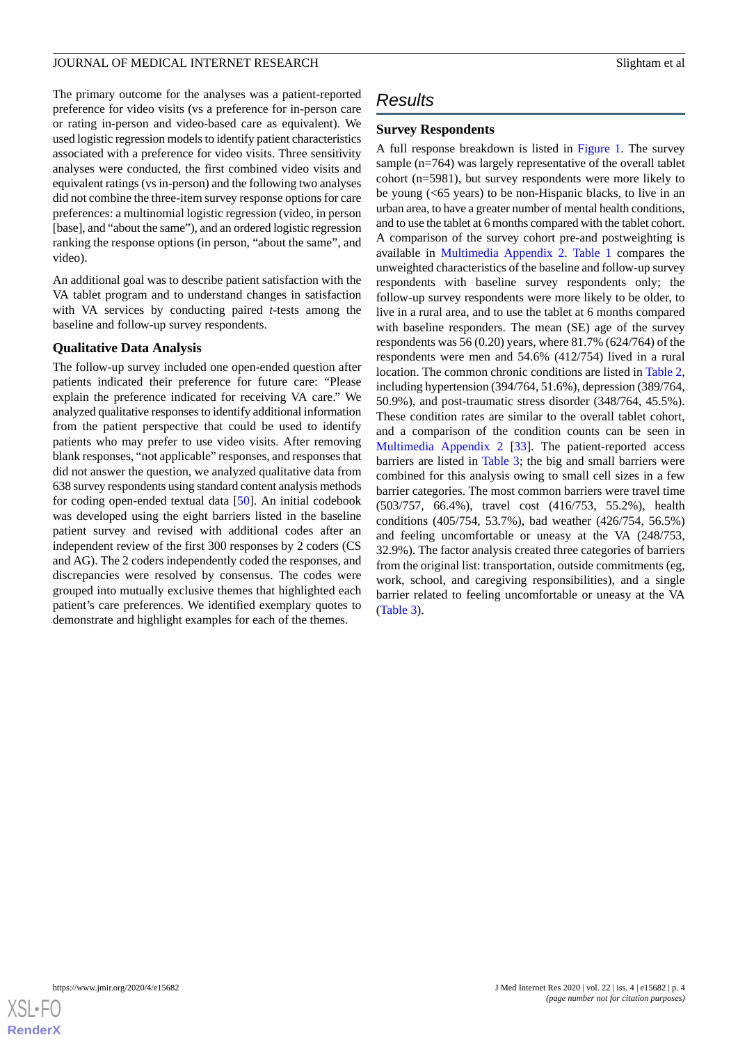The primary outcome for the analyses was a patient-reported preference for video visits (vs a preference for in-person care or rating in-person and video-based care as equivalent). We used logistic regression models to identify patient characteristics associated with a preference for video visits. Three sensitivity analyses were conducted, the first combined video visits and equivalent ratings (vs in-person) and the following two analyses did not combine the three-item survey response options for care preferences: a multinomial logistic regression (video, in person [base], and "about the same"), and an ordered logistic regression ranking the response options (in person, "about the same", and video).

An additional goal was to describe patient satisfaction with the VA tablet program and to understand changes in satisfaction with VA services by conducting paired *t*-tests among the baseline and follow-up survey respondents.

### Qualitative Data Analysis

The follow-up survey included one open-ended question after patients indicated their preference for future care: "Please explain the preference indicated for receiving VA care." We analyzed qualitative responses to identify additional information from the patient perspective that could be used to identify patients who may prefer to use video visits. After removing blank responses, "not applicable" responses, and responses that did not answer the question, we analyzed qualitative data from 638 survey respondents using standard content analysis methods for coding open-ended textual data [50]. An initial codebook was developed using the eight barriers listed in the baseline patient survey and revised with additional codes after an independent review of the first 300 responses by 2 coders (CS and AG). The 2 coders independently coded the responses, and discrepancies were resolved by consensus. The codes were grouped into mutually exclusive themes that highlighted each patient's care preferences. We identified exemplary quotes to demonstrate and highlight examples for each of the themes.

## Results

### Survey Respondents

A full response breakdown is listed in Figure 1. The survey sample (n=764) was largely representative of the overall tablet cohort (n=5981), but survey respondents were more likely to be young (<65 years) to be non-Hispanic blacks, to live in an urban area, to have a greater number of mental health conditions, and to use the tablet at 6 months compared with the tablet cohort. A comparison of the survey cohort pre-and postweighting is available in Multimedia Appendix 2. Table 1 compares the unweighted characteristics of the baseline and follow-up survey respondents with baseline survey respondents only; the follow-up survey respondents were more likely to be older, to live in a rural area, and to use the tablet at 6 months compared with baseline responders. The mean (SE) age of the survey respondents was 56 (0.20) years, where 81.7% (624/764) of the respondents were men and 54.6% (412/754) lived in a rural location. The common chronic conditions are listed in Table 2, including hypertension (394/764, 51.6%), depression (389/764, 50.9%), and post-traumatic stress disorder (348/764, 45.5%). These condition rates are similar to the overall tablet cohort, and a comparison of the condition counts can be seen in Multimedia Appendix 2 [33]. The patient-reported access barriers are listed in Table 3; the big and small barriers were combined for this analysis owing to small cell sizes in a few barrier categories. The most common barriers were travel time (503/757, 66.4%), travel cost (416/753, 55.2%), health conditions (405/754, 53.7%), bad weather (426/754, 56.5%) and feeling uncomfortable or uneasy at the VA (248/753, 32.9%). The factor analysis created three categories of barriers from the original list: transportation, outside commitments (eg, work, school, and caregiving responsibilities), and a single barrier related to feeling uncomfortable or uneasy at the VA (Table 3).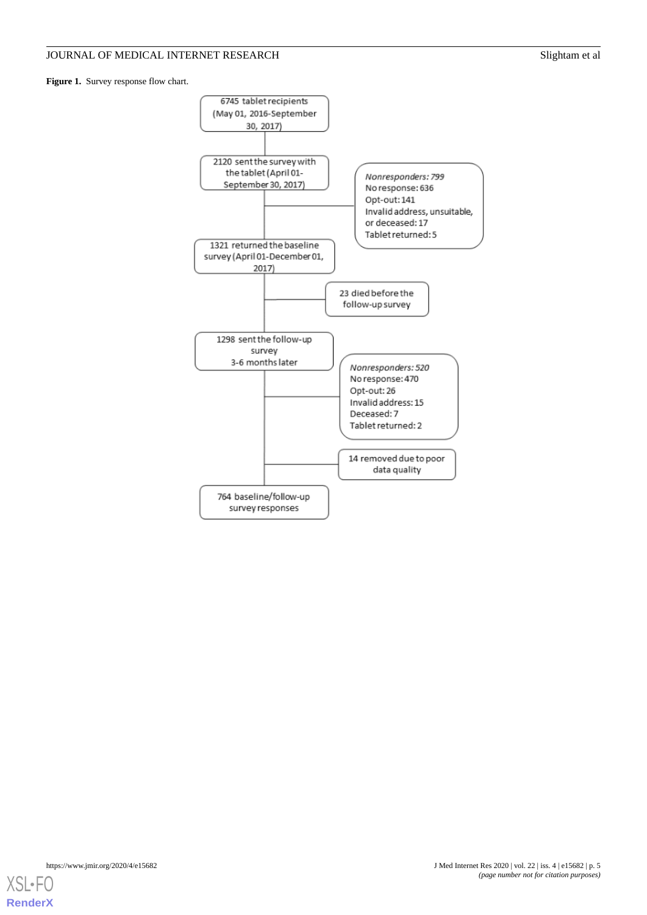**Figure 1.** Survey response flow chart.

6745 tablet recipients (May 01, 2016-September 30, 2017)

2120 sent the survey with the tablet (April 01-September 30, 2017)

*Nonresponders: 799*
No response: 636
Opt-out: 141
Invalid address, unsuitable, or deceased: 17
Tablet returned: 5

1321 returned the baseline survey (April 01-December 01, 2017)

23 died before the follow-up survey

1298 sent the follow-up survey 3-6 months later

*Nonresponders: 520*
No response: 470
Opt-out: 26
Invalid address: 15
Deceased: 7
Tablet returned: 2

14 removed due to poor data quality

764 baseline/follow-up survey responses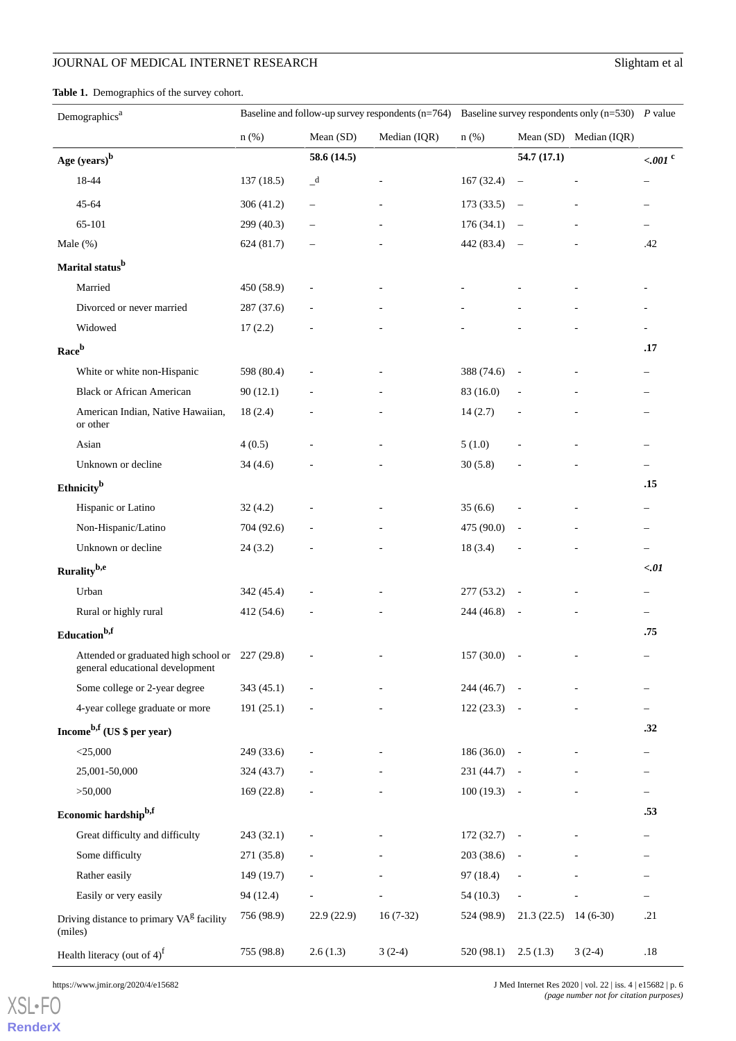**Table 1.** Demographics of the survey cohort.

| Demographics[a] | Baseline and follow-up survey respondents (n=764) | | | Baseline survey respondents only (n=530) | | | *P* value |
|---|---|---|---|---|---|---|---|
| | n (%) | Mean (SD) | Median (IQR) | n (%) | Mean (SD) | Median (IQR) | |
| **Age (years)[b]** | | **58.6 (14.5)** | | | **54.7 (17.1)** | | ***<.001*** [c] |
| 18-44 | 137 (18.5) | _[d] | - | 167 (32.4) | – | - | – |
| 45-64 | 306 (41.2) | – | - | 173 (33.5) | – | - | – |
| 65-101 | 299 (40.3) | – | - | 176 (34.1) | – | - | – |
| Male (%) | 624 (81.7) | – | - | 442 (83.4) | – | - | .42 |
| **Marital status[b]** | | | | | | | |
| Married | 450 (58.9) | - | - | - | - | - | - |
| Divorced or never married | 287 (37.6) | - | - | - | - | - | - |
| Widowed | 17 (2.2) | - | - | - | - | - | - |
| **Race[b]** | | | | | | | **.17** |
| White or white non-Hispanic | 598 (80.4) | - | - | 388 (74.6) | - | - | – |
| Black or African American | 90 (12.1) | - | - | 83 (16.0) | - | - | – |
| American Indian, Native Hawaiian, or other | 18 (2.4) | - | - | 14 (2.7) | - | - | – |
| Asian | 4 (0.5) | - | - | 5 (1.0) | - | - | – |
| Unknown or decline | 34 (4.6) | - | - | 30 (5.8) | - | - | – |
| **Ethnicity[b]** | | | | | | | **.15** |
| Hispanic or Latino | 32 (4.2) | - | - | 35 (6.6) | - | - | – |
| Non-Hispanic/Latino | 704 (92.6) | - | - | 475 (90.0) | - | - | – |
| Unknown or decline | 24 (3.2) | - | - | 18 (3.4) | - | - | – |
| **Rurality[b,e]** | | | | | | | ***<.01*** |
| Urban | 342 (45.4) | - | - | 277 (53.2) | - | - | – |
| Rural or highly rural | 412 (54.6) | - | - | 244 (46.8) | - | - | – |
| **Education[b,f]** | | | | | | | **.75** |
| Attended or graduated high school or general educational development | 227 (29.8) | - | - | 157 (30.0) | - | - | – |
| Some college or 2-year degree | 343 (45.1) | - | - | 244 (46.7) | - | - | – |
| 4-year college graduate or more | 191 (25.1) | - | - | 122 (23.3) | - | - | – |
| **Income[b,f] (US $ per year)** | | | | | | | **.32** |
| <25,000 | 249 (33.6) | - | - | 186 (36.0) | - | - | – |
| 25,001-50,000 | 324 (43.7) | - | - | 231 (44.7) | - | - | – |
| >50,000 | 169 (22.8) | - | - | 100 (19.3) | - | - | – |
| **Economic hardship[b,f]** | | | | | | | **.53** |
| Great difficulty and difficulty | 243 (32.1) | - | - | 172 (32.7) | - | - | – |
| Some difficulty | 271 (35.8) | - | - | 203 (38.6) | - | - | – |
| Rather easily | 149 (19.7) | - | - | 97 (18.4) | - | - | – |
| Easily or very easily | 94 (12.4) | - | - | 54 (10.3) | - | - | – |
| Driving distance to primary VA[g] facility (miles) | 756 (98.9) | 22.9 (22.9) | 16 (7-32) | 524 (98.9) | 21.3 (22.5) | 14 (6-30) | .21 |
| Health literacy (out of 4)[f] | 755 (98.8) | 2.6 (1.3) | 3 (2-4) | 520 (98.1) | 2.5 (1.3) | 3 (2-4) | .18 |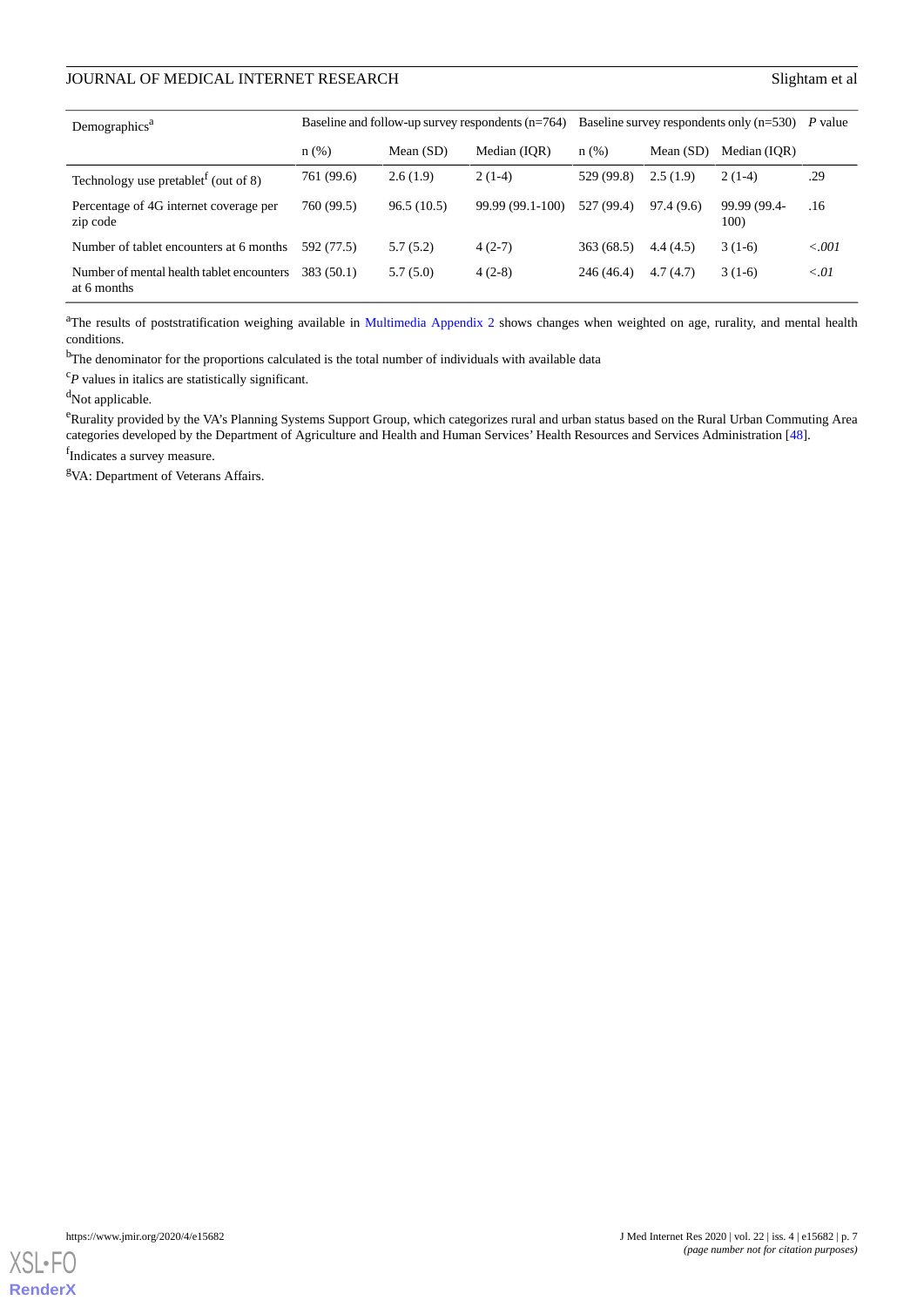| Demographics[a] | Baseline and follow-up survey respondents (n=764) | | | Baseline survey respondents only (n=530) | | | *P* value |
|---|---|---|---|---|---|---|---|
| | n (%) | Mean (SD) | Median (IQR) | n (%) | Mean (SD) | Median (IQR) | |
| Technology use pretablet[f] (out of 8) | 761 (99.6) | 2.6 (1.9) | 2 (1-4) | 529 (99.8) | 2.5 (1.9) | 2 (1-4) | .29 |
| Percentage of 4G internet coverage per zip code | 760 (99.5) | 96.5 (10.5) | 99.99 (99.1-100) | 527 (99.4) | 97.4 (9.6) | 99.99 (99.4-100) | .16 |
| Number of tablet encounters at 6 months | 592 (77.5) | 5.7 (5.2) | 4 (2-7) | 363 (68.5) | 4.4 (4.5) | 3 (1-6) | *<.001* |
| Number of mental health tablet encounters at 6 months | 383 (50.1) | 5.7 (5.0) | 4 (2-8) | 246 (46.4) | 4.7 (4.7) | 3 (1-6) | *<.01* |

[a]The results of poststratification weighing available in Multimedia Appendix 2 shows changes when weighted on age, rurality, and mental health conditions.

[b]The denominator for the proportions calculated is the total number of individuals with available data

[c]*P* values in italics are statistically significant.

[d]Not applicable.

[e]Rurality provided by the VA's Planning Systems Support Group, which categorizes rural and urban status based on the Rural Urban Commuting Area categories developed by the Department of Agriculture and Health and Human Services' Health Resources and Services Administration [48].

[f]Indicates a survey measure.

[g]VA: Department of Veterans Affairs.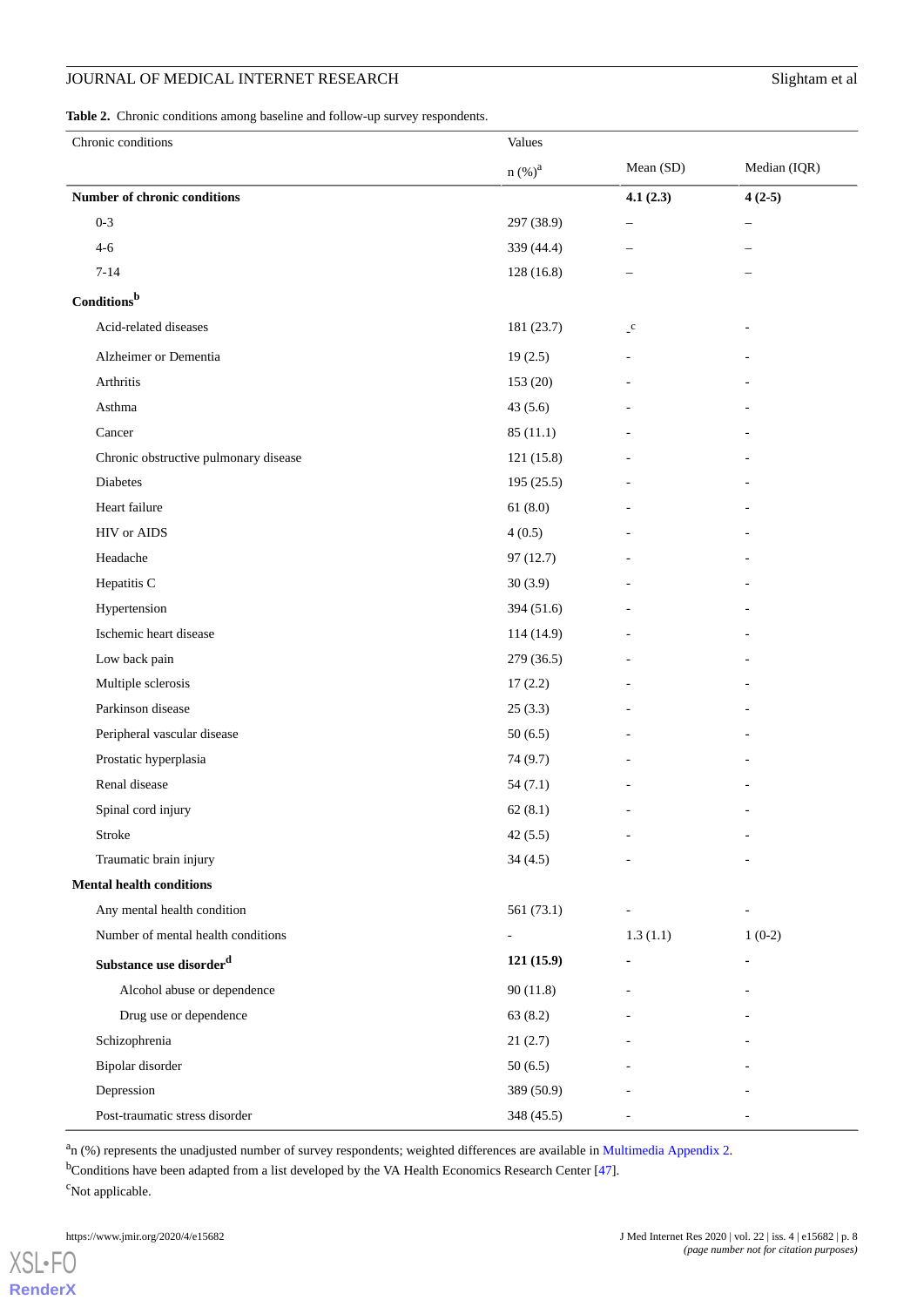**Table 2.** Chronic conditions among baseline and follow-up survey respondents.

| Chronic conditions | Values | | |
|---|---|---|---|
| | n (%)[a] | Mean (SD) | Median (IQR) |
| **Number of chronic conditions** | | **4.1 (2.3)** | **4 (2-5)** |
| 0-3 | 297 (38.9) | – | – |
| 4-6 | 339 (44.4) | – | – |
| 7-14 | 128 (16.8) | – | – |
| **Conditions**[b] | | | |
| Acid-related diseases | 181 (23.7) | -[c] | - |
| Alzheimer or Dementia | 19 (2.5) | - | - |
| Arthritis | 153 (20) | - | - |
| Asthma | 43 (5.6) | - | - |
| Cancer | 85 (11.1) | - | - |
| Chronic obstructive pulmonary disease | 121 (15.8) | - | - |
| Diabetes | 195 (25.5) | - | - |
| Heart failure | 61 (8.0) | - | - |
| HIV or AIDS | 4 (0.5) | - | - |
| Headache | 97 (12.7) | - | - |
| Hepatitis C | 30 (3.9) | - | - |
| Hypertension | 394 (51.6) | - | - |
| Ischemic heart disease | 114 (14.9) | - | - |
| Low back pain | 279 (36.5) | - | - |
| Multiple sclerosis | 17 (2.2) | - | - |
| Parkinson disease | 25 (3.3) | - | - |
| Peripheral vascular disease | 50 (6.5) | - | - |
| Prostatic hyperplasia | 74 (9.7) | - | - |
| Renal disease | 54 (7.1) | - | - |
| Spinal cord injury | 62 (8.1) | - | - |
| Stroke | 42 (5.5) | - | - |
| Traumatic brain injury | 34 (4.5) | - | - |
| **Mental health conditions** | | | |
| Any mental health condition | 561 (73.1) | - | - |
| Number of mental health conditions | - | 1.3 (1.1) | 1 (0-2) |
| **Substance use disorder**[d] | **121 (15.9)** | **-** | **-** |
| Alcohol abuse or dependence | 90 (11.8) | - | - |
| Drug use or dependence | 63 (8.2) | - | - |
| Schizophrenia | 21 (2.7) | - | - |
| Bipolar disorder | 50 (6.5) | - | - |
| Depression | 389 (50.9) | - | - |
| Post-traumatic stress disorder | 348 (45.5) | - | - |

[a]n (%) represents the unadjusted number of survey respondents; weighted differences are available in Multimedia Appendix 2.

[b]Conditions have been adapted from a list developed by the VA Health Economics Research Center [47].

[c]Not applicable.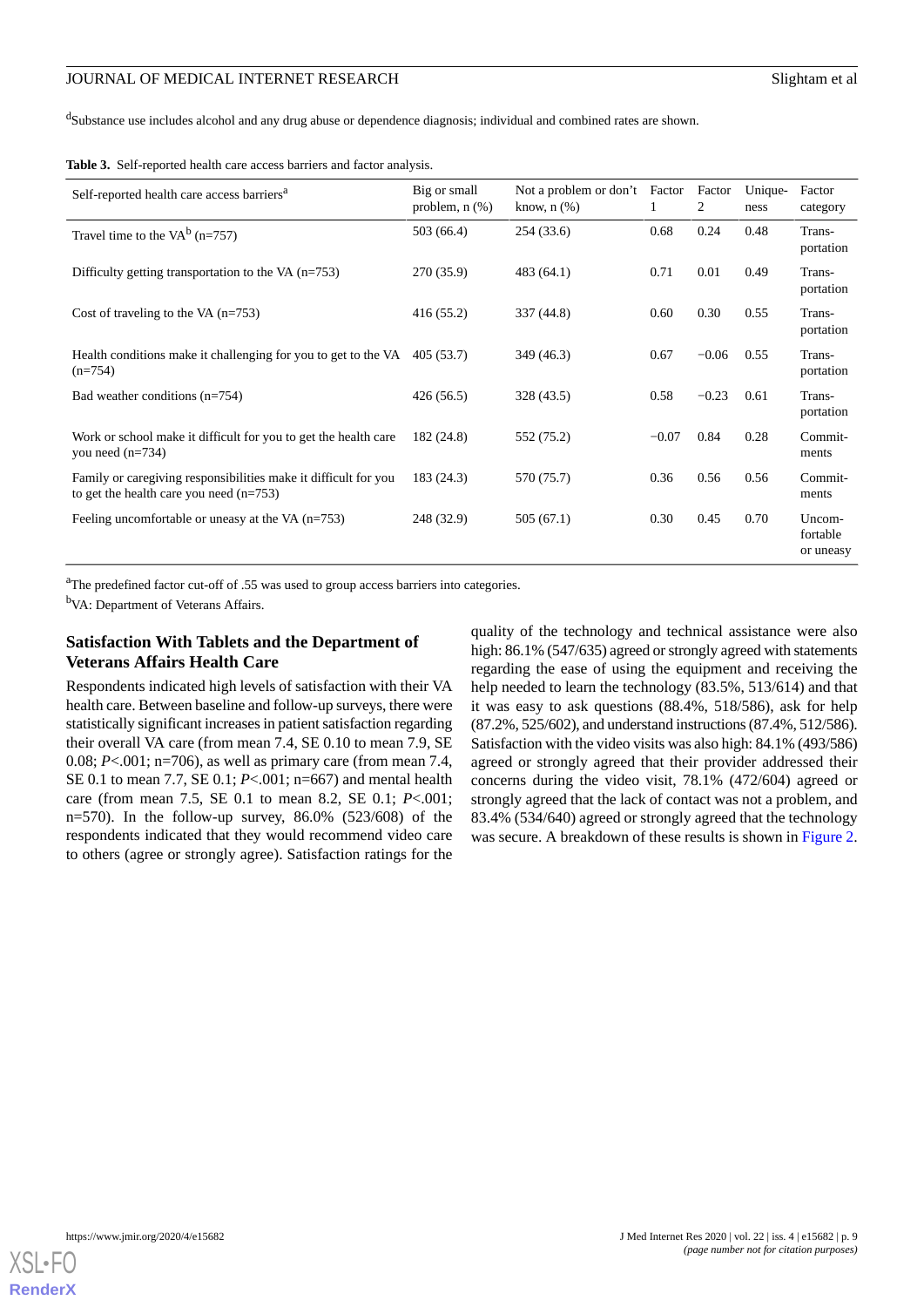[d]Substance use includes alcohol and any drug abuse or dependence diagnosis; individual and combined rates are shown.

**Table 3.** Self-reported health care access barriers and factor analysis.

| Self-reported health care access barriers[a] | Big or small problem, n (%) | Not a problem or don't know, n (%) | Factor 1 | Factor 2 | Uniqueness | Factor category |
|---|---|---|---|---|---|---|
| Travel time to the VA[b] (n=757) | 503 (66.4) | 254 (33.6) | 0.68 | 0.24 | 0.48 | Transportation |
| Difficulty getting transportation to the VA (n=753) | 270 (35.9) | 483 (64.1) | 0.71 | 0.01 | 0.49 | Transportation |
| Cost of traveling to the VA (n=753) | 416 (55.2) | 337 (44.8) | 0.60 | 0.30 | 0.55 | Transportation |
| Health conditions make it challenging for you to get to the VA (n=754) | 405 (53.7) | 349 (46.3) | 0.67 | −0.06 | 0.55 | Transportation |
| Bad weather conditions (n=754) | 426 (56.5) | 328 (43.5) | 0.58 | −0.23 | 0.61 | Transportation |
| Work or school make it difficult for you to get the health care you need (n=734) | 182 (24.8) | 552 (75.2) | −0.07 | 0.84 | 0.28 | Commitments |
| Family or caregiving responsibilities make it difficult for you to get the health care you need (n=753) | 183 (24.3) | 570 (75.7) | 0.36 | 0.56 | 0.56 | Commitments |
| Feeling uncomfortable or uneasy at the VA (n=753) | 248 (32.9) | 505 (67.1) | 0.30 | 0.45 | 0.70 | Uncomfortable or uneasy |

[a]The predefined factor cut-off of .55 was used to group access barriers into categories.

[b]VA: Department of Veterans Affairs.

### Satisfaction With Tablets and the Department of Veterans Affairs Health Care

Respondents indicated high levels of satisfaction with their VA health care. Between baseline and follow-up surveys, there were statistically significant increases in patient satisfaction regarding their overall VA care (from mean 7.4, SE 0.10 to mean 7.9, SE 0.08; $P<.001$; n=706), as well as primary care (from mean 7.4, SE 0.1 to mean 7.7, SE 0.1; $P<.001$; n=667) and mental health care (from mean 7.5, SE 0.1 to mean 8.2, SE 0.1; $P<.001$; n=570). In the follow-up survey, 86.0% (523/608) of the respondents indicated that they would recommend video care to others (agree or strongly agree). Satisfaction ratings for the quality of the technology and technical assistance were also high: 86.1% (547/635) agreed or strongly agreed with statements regarding the ease of using the equipment and receiving the help needed to learn the technology (83.5%, 513/614) and that it was easy to ask questions (88.4%, 518/586), ask for help (87.2%, 525/602), and understand instructions (87.4%, 512/586). Satisfaction with the video visits was also high: 84.1% (493/586) agreed or strongly agreed that their provider addressed their concerns during the video visit, 78.1% (472/604) agreed or strongly agreed that the lack of contact was not a problem, and 83.4% (534/640) agreed or strongly agreed that the technology was secure. A breakdown of these results is shown in Figure 2.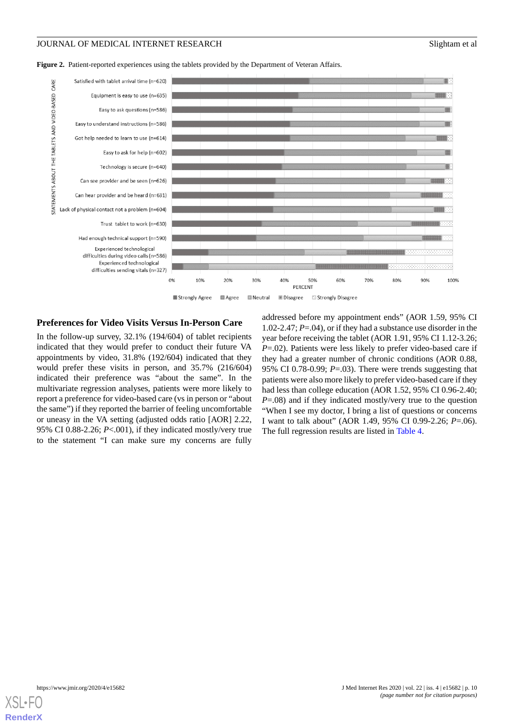**Figure 2.** Patient-reported experiences using the tablets provided by the Department of Veteran Affairs.

## Preferences for Video Visits Versus In-Person Care

In the follow-up survey, 32.1% (194/604) of tablet recipients indicated that they would prefer to conduct their future VA appointments by video, 31.8% (192/604) indicated that they would prefer these visits in person, and 35.7% (216/604) indicated their preference was "about the same". In the multivariate regression analyses, patients were more likely to report a preference for video-based care (vs in person or "about the same") if they reported the barrier of feeling uncomfortable or uneasy in the VA setting (adjusted odds ratio [AOR] 2.22, 95% CI 0.88-2.26; *P*<.001), if they indicated mostly/very true to the statement "I can make sure my concerns are fully addressed before my appointment ends" (AOR 1.59, 95% CI 1.02-2.47; *P*=.04), or if they had a substance use disorder in the year before receiving the tablet (AOR 1.91, 95% CI 1.12-3.26; *P*=.02). Patients were less likely to prefer video-based care if they had a greater number of chronic conditions (AOR 0.88, 95% CI 0.78-0.99; *P*=.03). There were trends suggesting that patients were also more likely to prefer video-based care if they had less than college education (AOR 1.52, 95% CI 0.96-2.40; *P*=.08) and if they indicated mostly/very true to the question "When I see my doctor, I bring a list of questions or concerns I want to talk about" (AOR 1.49, 95% CI 0.99-2.26; *P*=.06). The full regression results are listed in Table 4.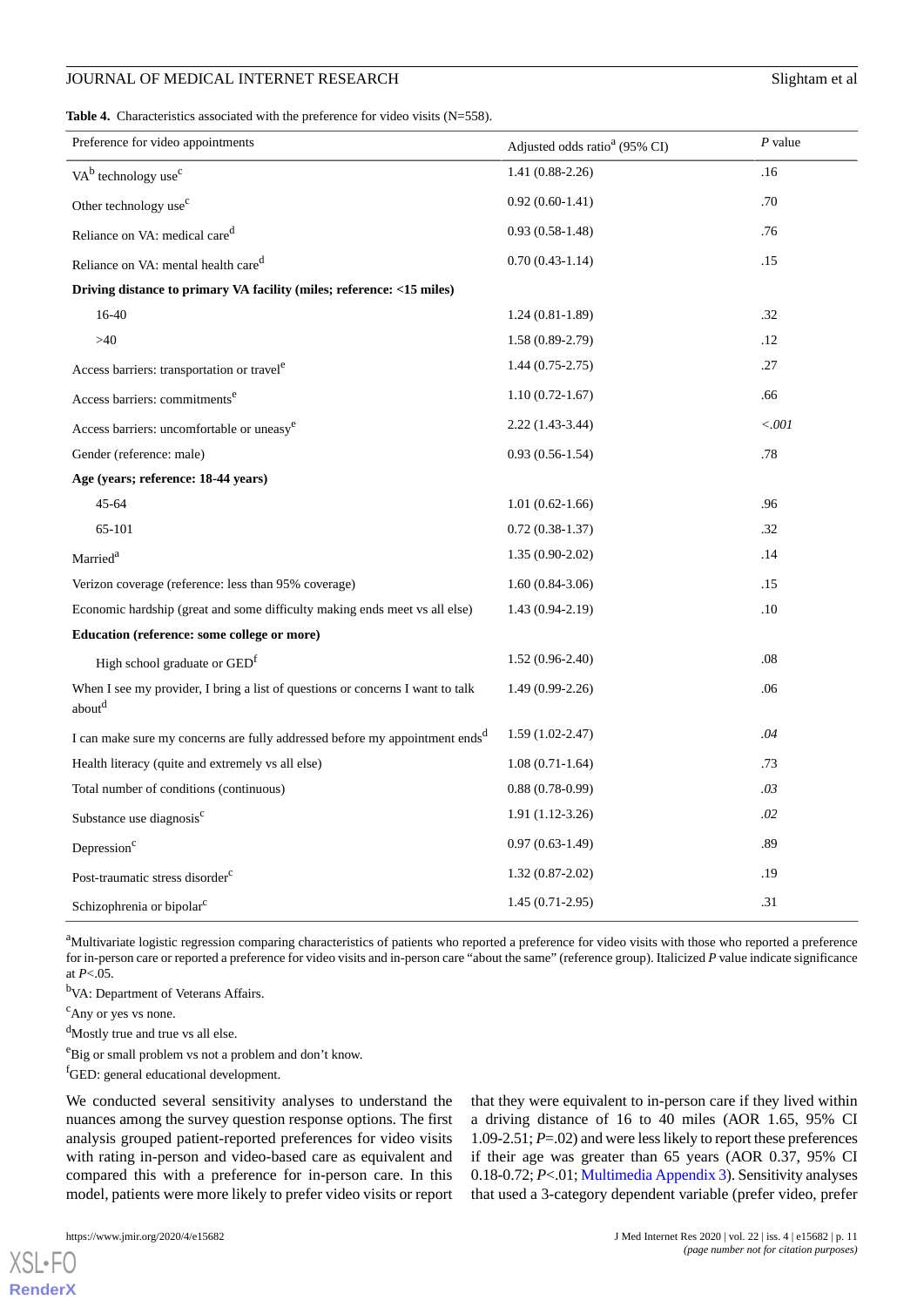**Table 4.** Characteristics associated with the preference for video visits (N=558).

| Preference for video appointments | Adjusted odds ratio[a] (95% CI) | *P* value |
|---|---|---|
| VA[b] technology use[c] | 1.41 (0.88-2.26) | .16 |
| Other technology use[c] | 0.92 (0.60-1.41) | .70 |
| Reliance on VA: medical care[d] | 0.93 (0.58-1.48) | .76 |
| Reliance on VA: mental health care[d] | 0.70 (0.43-1.14) | .15 |
| **Driving distance to primary VA facility (miles; reference: <15 miles)** | | |
| 16-40 | 1.24 (0.81-1.89) | .32 |
| >40 | 1.58 (0.89-2.79) | .12 |
| Access barriers: transportation or travel[e] | 1.44 (0.75-2.75) | .27 |
| Access barriers: commitments[e] | 1.10 (0.72-1.67) | .66 |
| Access barriers: uncomfortable or uneasy[e] | 2.22 (1.43-3.44) | *<.001* |
| Gender (reference: male) | 0.93 (0.56-1.54) | .78 |
| **Age (years; reference: 18-44 years)** | | |
| 45-64 | 1.01 (0.62-1.66) | .96 |
| 65-101 | 0.72 (0.38-1.37) | .32 |
| Married[a] | 1.35 (0.90-2.02) | .14 |
| Verizon coverage (reference: less than 95% coverage) | 1.60 (0.84-3.06) | .15 |
| Economic hardship (great and some difficulty making ends meet vs all else) | 1.43 (0.94-2.19) | .10 |
| **Education (reference: some college or more)** | | |
| High school graduate or GED[f] | 1.52 (0.96-2.40) | .08 |
| When I see my provider, I bring a list of questions or concerns I want to talk about[d] | 1.49 (0.99-2.26) | .06 |
| I can make sure my concerns are fully addressed before my appointment ends[d] | 1.59 (1.02-2.47) | *.04* |
| Health literacy (quite and extremely vs all else) | 1.08 (0.71-1.64) | .73 |
| Total number of conditions (continuous) | 0.88 (0.78-0.99) | *.03* |
| Substance use diagnosis[c] | 1.91 (1.12-3.26) | *.02* |
| Depression[c] | 0.97 (0.63-1.49) | .89 |
| Post-traumatic stress disorder[c] | 1.32 (0.87-2.02) | .19 |
| Schizophrenia or bipolar[c] | 1.45 (0.71-2.95) | .31 |

[a]Multivariate logistic regression comparing characteristics of patients who reported a preference for video visits with those who reported a preference for in-person care or reported a preference for video visits and in-person care "about the same" (reference group). Italicized *P* value indicate significance at *P*<.05.

[b]VA: Department of Veterans Affairs.

[c]Any or yes vs none.

[d]Mostly true and true vs all else.

[e]Big or small problem vs not a problem and don't know.

[f]GED: general educational development.

We conducted several sensitivity analyses to understand the nuances among the survey question response options. The first analysis grouped patient-reported preferences for video visits with rating in-person and video-based care as equivalent and compared this with a preference for in-person care. In this model, patients were more likely to prefer video visits or report that they were equivalent to in-person care if they lived within a driving distance of 16 to 40 miles (AOR 1.65, 95% CI 1.09-2.51; *P*=.02) and were less likely to report these preferences if their age was greater than 65 years (AOR 0.37, 95% CI 0.18-0.72; *P*<.01; Multimedia Appendix 3). Sensitivity analyses that used a 3-category dependent variable (prefer video, prefer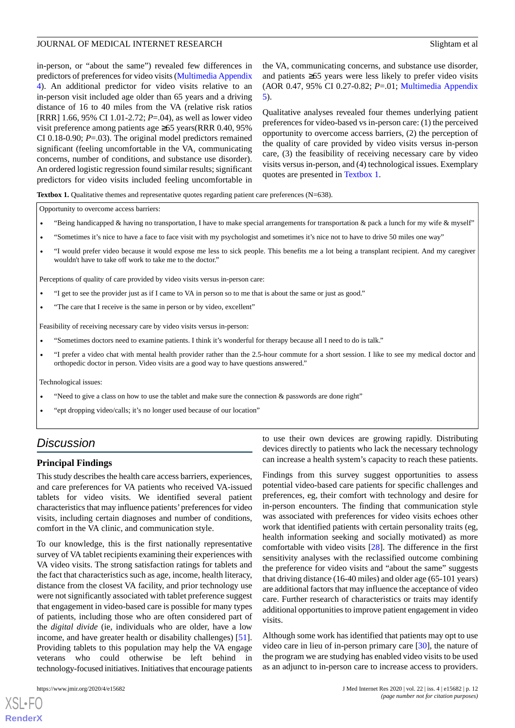in-person, or "about the same") revealed few differences in predictors of preferences for video visits (Multimedia Appendix 4). An additional predictor for video visits relative to an in-person visit included age older than 65 years and a driving distance of 16 to 40 miles from the VA (relative risk ratios [RRR] 1.66, 95% CI 1.01-2.72; *P*=.04), as well as lower video visit preference among patients age ≥65 years(RRR 0.40, 95% CI 0.18-0.90; *P*=.03). The original model predictors remained significant (feeling uncomfortable in the VA, communicating concerns, number of conditions, and substance use disorder). An ordered logistic regression found similar results; significant predictors for video visits included feeling uncomfortable in the VA, communicating concerns, and substance use disorder, and patients ≥65 years were less likely to prefer video visits (AOR 0.47, 95% CI 0.27-0.82; *P*=.01; Multimedia Appendix 5).

Qualitative analyses revealed four themes underlying patient preferences for video-based vs in-person care: (1) the perceived opportunity to overcome access barriers, (2) the perception of the quality of care provided by video visits versus in-person care, (3) the feasibility of receiving necessary care by video visits versus in-person, and (4) technological issues. Exemplary quotes are presented in Textbox 1.

**Textbox 1.** Qualitative themes and representative quotes regarding patient care preferences (N=638).

Opportunity to overcome access barriers:

- "Being handicapped & having no transportation, I have to make special arrangements for transportation & pack a lunch for my wife & myself"
- "Sometimes it's nice to have a face to face visit with my psychologist and sometimes it's nice not to have to drive 50 miles one way"
- "I would prefer video because it would expose me less to sick people. This benefits me a lot being a transplant recipient. And my caregiver wouldn't have to take off work to take me to the doctor."

Perceptions of quality of care provided by video visits versus in-person care:

- "I get to see the provider just as if I came to VA in person so to me that is about the same or just as good."
- "The care that I receive is the same in person or by video, excellent"

Feasibility of receiving necessary care by video visits versus in-person:

- "Sometimes doctors need to examine patients. I think it's wonderful for therapy because all I need to do is talk."
- "I prefer a video chat with mental health provider rather than the 2.5-hour commute for a short session. I like to see my medical doctor and orthopedic doctor in person. Video visits are a good way to have questions answered."

Technological issues:

- "Need to give a class on how to use the tablet and make sure the connection & passwords are done right"
- "ept dropping video/calls; it's no longer used because of our location"

## Discussion

### Principal Findings

This study describes the health care access barriers, experiences, and care preferences for VA patients who received VA-issued tablets for video visits. We identified several patient characteristics that may influence patients' preferences for video visits, including certain diagnoses and number of conditions, comfort in the VA clinic, and communication style.

To our knowledge, this is the first nationally representative survey of VA tablet recipients examining their experiences with VA video visits. The strong satisfaction ratings for tablets and the fact that characteristics such as age, income, health literacy, distance from the closest VA facility, and prior technology use were not significantly associated with tablet preference suggest that engagement in video-based care is possible for many types of patients, including those who are often considered part of the *digital divide* (ie, individuals who are older, have a low income, and have greater health or disability challenges) [51]. Providing tablets to this population may help the VA engage veterans who could otherwise be left behind in technology-focused initiatives. Initiatives that encourage patients to use their own devices are growing rapidly. Distributing devices directly to patients who lack the necessary technology can increase a health system's capacity to reach these patients.

Findings from this survey suggest opportunities to assess potential video-based care patients for specific challenges and preferences, eg, their comfort with technology and desire for in-person encounters. The finding that communication style was associated with preferences for video visits echoes other work that identified patients with certain personality traits (eg, health information seeking and socially motivated) as more comfortable with video visits [28]. The difference in the first sensitivity analyses with the reclassified outcome combining the preference for video visits and "about the same" suggests that driving distance (16-40 miles) and older age (65-101 years) are additional factors that may influence the acceptance of video care. Further research of characteristics or traits may identify additional opportunities to improve patient engagement in video visits.

Although some work has identified that patients may opt to use video care in lieu of in-person primary care [30], the nature of the program we are studying has enabled video visits to be used as an adjunct to in-person care to increase access to providers.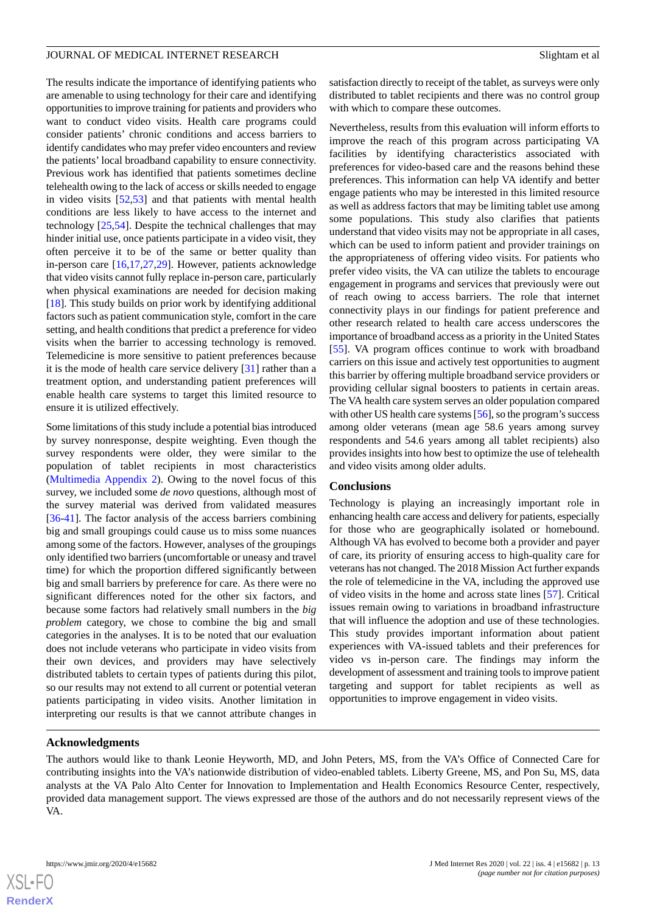The results indicate the importance of identifying patients who are amenable to using technology for their care and identifying opportunities to improve training for patients and providers who want to conduct video visits. Health care programs could consider patients' chronic conditions and access barriers to identify candidates who may prefer video encounters and review the patients' local broadband capability to ensure connectivity. Previous work has identified that patients sometimes decline telehealth owing to the lack of access or skills needed to engage in video visits [52,53] and that patients with mental health conditions are less likely to have access to the internet and technology [25,54]. Despite the technical challenges that may hinder initial use, once patients participate in a video visit, they often perceive it to be of the same or better quality than in-person care [16,17,27,29]. However, patients acknowledge that video visits cannot fully replace in-person care, particularly when physical examinations are needed for decision making [18]. This study builds on prior work by identifying additional factors such as patient communication style, comfort in the care setting, and health conditions that predict a preference for video visits when the barrier to accessing technology is removed. Telemedicine is more sensitive to patient preferences because it is the mode of health care service delivery [31] rather than a treatment option, and understanding patient preferences will enable health care systems to target this limited resource to ensure it is utilized effectively.

Some limitations of this study include a potential bias introduced by survey nonresponse, despite weighting. Even though the survey respondents were older, they were similar to the population of tablet recipients in most characteristics (Multimedia Appendix 2). Owing to the novel focus of this survey, we included some *de novo* questions, although most of the survey material was derived from validated measures [36-41]. The factor analysis of the access barriers combining big and small groupings could cause us to miss some nuances among some of the factors. However, analyses of the groupings only identified two barriers (uncomfortable or uneasy and travel time) for which the proportion differed significantly between big and small barriers by preference for care. As there were no significant differences noted for the other six factors, and because some factors had relatively small numbers in the *big problem* category, we chose to combine the big and small categories in the analyses. It is to be noted that our evaluation does not include veterans who participate in video visits from their own devices, and providers may have selectively distributed tablets to certain types of patients during this pilot, so our results may not extend to all current or potential veteran patients participating in video visits. Another limitation in interpreting our results is that we cannot attribute changes in satisfaction directly to receipt of the tablet, as surveys were only distributed to tablet recipients and there was no control group with which to compare these outcomes.

Nevertheless, results from this evaluation will inform efforts to improve the reach of this program across participating VA facilities by identifying characteristics associated with preferences for video-based care and the reasons behind these preferences. This information can help VA identify and better engage patients who may be interested in this limited resource as well as address factors that may be limiting tablet use among some populations. This study also clarifies that patients understand that video visits may not be appropriate in all cases, which can be used to inform patient and provider trainings on the appropriateness of offering video visits. For patients who prefer video visits, the VA can utilize the tablets to encourage engagement in programs and services that previously were out of reach owing to access barriers. The role that internet connectivity plays in our findings for patient preference and other research related to health care access underscores the importance of broadband access as a priority in the United States [55]. VA program offices continue to work with broadband carriers on this issue and actively test opportunities to augment this barrier by offering multiple broadband service providers or providing cellular signal boosters to patients in certain areas. The VA health care system serves an older population compared with other US health care systems [56], so the program's success among older veterans (mean age 58.6 years among survey respondents and 54.6 years among all tablet recipients) also provides insights into how best to optimize the use of telehealth and video visits among older adults.

## Conclusions

Technology is playing an increasingly important role in enhancing health care access and delivery for patients, especially for those who are geographically isolated or homebound. Although VA has evolved to become both a provider and payer of care, its priority of ensuring access to high-quality care for veterans has not changed. The 2018 Mission Act further expands the role of telemedicine in the VA, including the approved use of video visits in the home and across state lines [57]. Critical issues remain owing to variations in broadband infrastructure that will influence the adoption and use of these technologies. This study provides important information about patient experiences with VA-issued tablets and their preferences for video vs in-person care. The findings may inform the development of assessment and training tools to improve patient targeting and support for tablet recipients as well as opportunities to improve engagement in video visits.

## Acknowledgments

The authors would like to thank Leonie Heyworth, MD, and John Peters, MS, from the VA's Office of Connected Care for contributing insights into the VA's nationwide distribution of video-enabled tablets. Liberty Greene, MS, and Pon Su, MS, data analysts at the VA Palo Alto Center for Innovation to Implementation and Health Economics Resource Center, respectively, provided data management support. The views expressed are those of the authors and do not necessarily represent views of the VA.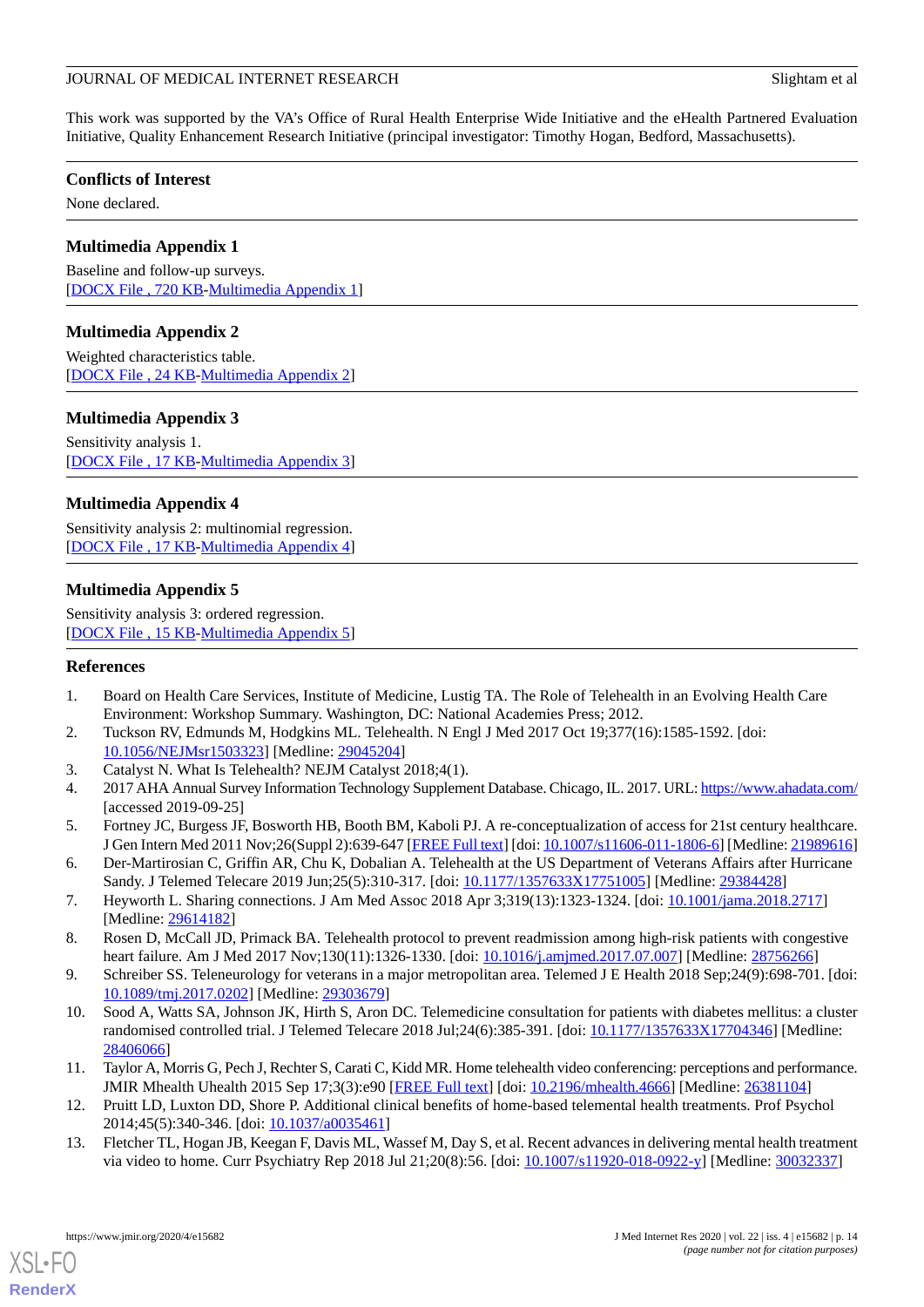This work was supported by the VA's Office of Rural Health Enterprise Wide Initiative and the eHealth Partnered Evaluation Initiative, Quality Enhancement Research Initiative (principal investigator: Timothy Hogan, Bedford, Massachusetts).

## Conflicts of Interest

None declared.

## Multimedia Appendix 1

Baseline and follow-up surveys.
[DOCX File , 720 KB-Multimedia Appendix 1]

## Multimedia Appendix 2

Weighted characteristics table.
[DOCX File , 24 KB-Multimedia Appendix 2]

## Multimedia Appendix 3

Sensitivity analysis 1.
[DOCX File , 17 KB-Multimedia Appendix 3]

## Multimedia Appendix 4

Sensitivity analysis 2: multinomial regression.
[DOCX File , 17 KB-Multimedia Appendix 4]

## Multimedia Appendix 5

Sensitivity analysis 3: ordered regression.
[DOCX File , 15 KB-Multimedia Appendix 5]

## References

1. Board on Health Care Services, Institute of Medicine, Lustig TA. The Role of Telehealth in an Evolving Health Care Environment: Workshop Summary. Washington, DC: National Academies Press; 2012.
2. Tuckson RV, Edmunds M, Hodgkins ML. Telehealth. N Engl J Med 2017 Oct 19;377(16):1585-1592. [doi: 10.1056/NEJMsr1503323] [Medline: 29045204]
3. Catalyst N. What Is Telehealth? NEJM Catalyst 2018;4(1).
4. 2017 AHA Annual Survey Information Technology Supplement Database. Chicago, IL. 2017. URL: https://www.ahadata.com/ [accessed 2019-09-25]
5. Fortney JC, Burgess JF, Bosworth HB, Booth BM, Kaboli PJ. A re-conceptualization of access for 21st century healthcare. J Gen Intern Med 2011 Nov;26(Suppl 2):639-647 [FREE Full text] [doi: 10.1007/s11606-011-1806-6] [Medline: 21989616]
6. Der-Martirosian C, Griffin AR, Chu K, Dobalian A. Telehealth at the US Department of Veterans Affairs after Hurricane Sandy. J Telemed Telecare 2019 Jun;25(5):310-317. [doi: 10.1177/1357633X17751005] [Medline: 29384428]
7. Heyworth L. Sharing connections. J Am Med Assoc 2018 Apr 3;319(13):1323-1324. [doi: 10.1001/jama.2018.2717] [Medline: 29614182]
8. Rosen D, McCall JD, Primack BA. Telehealth protocol to prevent readmission among high-risk patients with congestive heart failure. Am J Med 2017 Nov;130(11):1326-1330. [doi: 10.1016/j.amjmed.2017.07.007] [Medline: 28756266]
9. Schreiber SS. Teleneurology for veterans in a major metropolitan area. Telemed J E Health 2018 Sep;24(9):698-701. [doi: 10.1089/tmj.2017.0202] [Medline: 29303679]
10. Sood A, Watts SA, Johnson JK, Hirth S, Aron DC. Telemedicine consultation for patients with diabetes mellitus: a cluster randomised controlled trial. J Telemed Telecare 2018 Jul;24(6):385-391. [doi: 10.1177/1357633X17704346] [Medline: 28406066]
11. Taylor A, Morris G, Pech J, Rechter S, Carati C, Kidd MR. Home telehealth video conferencing: perceptions and performance. JMIR Mhealth Uhealth 2015 Sep 17;3(3):e90 [FREE Full text] [doi: 10.2196/mhealth.4666] [Medline: 26381104]
12. Pruitt LD, Luxton DD, Shore P. Additional clinical benefits of home-based telemental health treatments. Prof Psychol 2014;45(5):340-346. [doi: 10.1037/a0035461]
13. Fletcher TL, Hogan JB, Keegan F, Davis ML, Wassef M, Day S, et al. Recent advances in delivering mental health treatment via video to home. Curr Psychiatry Rep 2018 Jul 21;20(8):56. [doi: 10.1007/s11920-018-0922-y] [Medline: 30032337]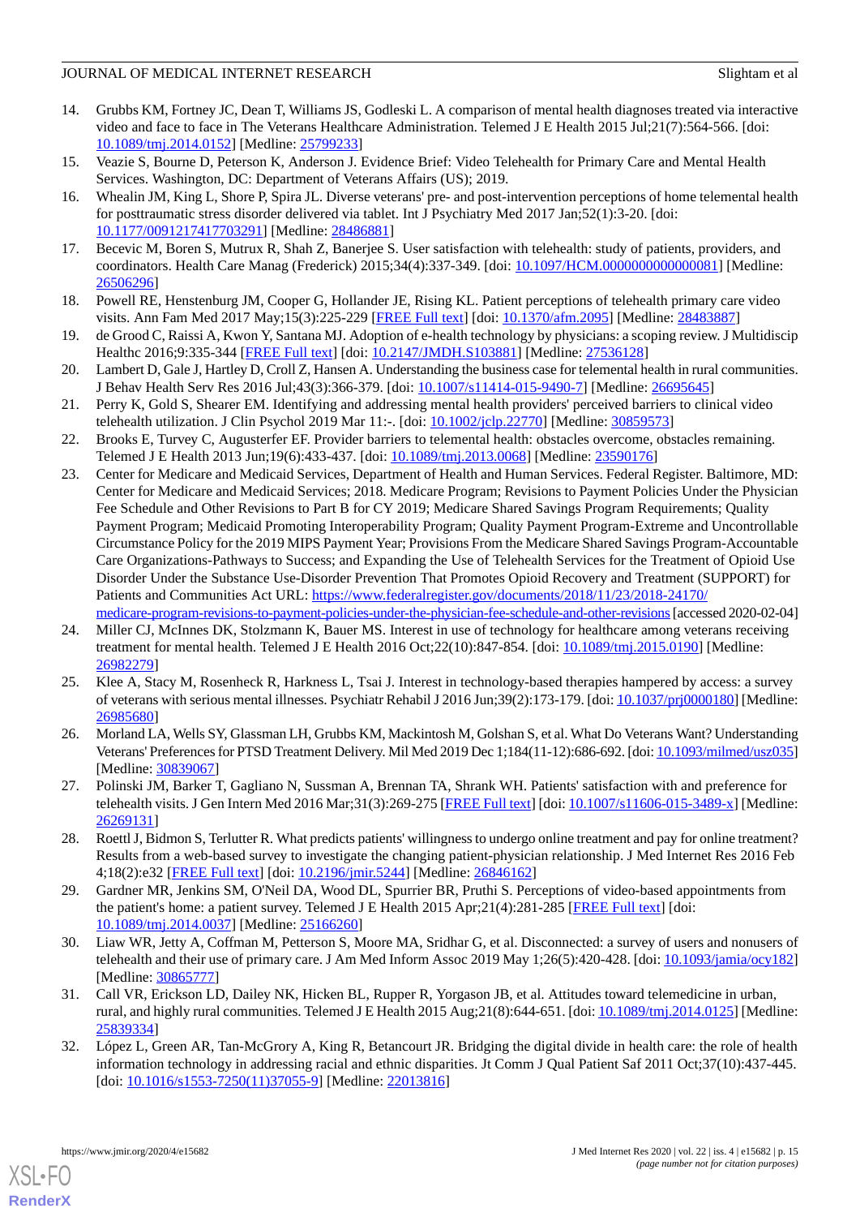14. Grubbs KM, Fortney JC, Dean T, Williams JS, Godleski L. A comparison of mental health diagnoses treated via interactive video and face to face in The Veterans Healthcare Administration. Telemed J E Health 2015 Jul;21(7):564-566. [doi: 10.1089/tmj.2014.0152] [Medline: 25799233]
15. Veazie S, Bourne D, Peterson K, Anderson J. Evidence Brief: Video Telehealth for Primary Care and Mental Health Services. Washington, DC: Department of Veterans Affairs (US); 2019.
16. Whealin JM, King L, Shore P, Spira JL. Diverse veterans' pre- and post-intervention perceptions of home telemental health for posttraumatic stress disorder delivered via tablet. Int J Psychiatry Med 2017 Jan;52(1):3-20. [doi: 10.1177/0091217417703291] [Medline: 28486881]
17. Becevic M, Boren S, Mutrux R, Shah Z, Banerjee S. User satisfaction with telehealth: study of patients, providers, and coordinators. Health Care Manag (Frederick) 2015;34(4):337-349. [doi: 10.1097/HCM.0000000000000081] [Medline: 26506296]
18. Powell RE, Henstenburg JM, Cooper G, Hollander JE, Rising KL. Patient perceptions of telehealth primary care video visits. Ann Fam Med 2017 May;15(3):225-229 [FREE Full text] [doi: 10.1370/afm.2095] [Medline: 28483887]
19. de Grood C, Raissi A, Kwon Y, Santana MJ. Adoption of e-health technology by physicians: a scoping review. J Multidiscip Healthc 2016;9:335-344 [FREE Full text] [doi: 10.2147/JMDH.S103881] [Medline: 27536128]
20. Lambert D, Gale J, Hartley D, Croll Z, Hansen A. Understanding the business case for telemental health in rural communities. J Behav Health Serv Res 2016 Jul;43(3):366-379. [doi: 10.1007/s11414-015-9490-7] [Medline: 26695645]
21. Perry K, Gold S, Shearer EM. Identifying and addressing mental health providers' perceived barriers to clinical video telehealth utilization. J Clin Psychol 2019 Mar 11:-. [doi: 10.1002/jclp.22770] [Medline: 30859573]
22. Brooks E, Turvey C, Augusterfer EF. Provider barriers to telemental health: obstacles overcome, obstacles remaining. Telemed J E Health 2013 Jun;19(6):433-437. [doi: 10.1089/tmj.2013.0068] [Medline: 23590176]
23. Center for Medicare and Medicaid Services, Department of Health and Human Services. Federal Register. Baltimore, MD: Center for Medicare and Medicaid Services; 2018. Medicare Program; Revisions to Payment Policies Under the Physician Fee Schedule and Other Revisions to Part B for CY 2019; Medicare Shared Savings Program Requirements; Quality Payment Program; Medicaid Promoting Interoperability Program; Quality Payment Program-Extreme and Uncontrollable Circumstance Policy for the 2019 MIPS Payment Year; Provisions From the Medicare Shared Savings Program-Accountable Care Organizations-Pathways to Success; and Expanding the Use of Telehealth Services for the Treatment of Opioid Use Disorder Under the Substance Use-Disorder Prevention That Promotes Opioid Recovery and Treatment (SUPPORT) for Patients and Communities Act URL: https://www.federalregister.gov/documents/2018/11/23/2018-24170/medicare-program-revisions-to-payment-policies-under-the-physician-fee-schedule-and-other-revisions [accessed 2020-02-04]
24. Miller CJ, McInnes DK, Stolzmann K, Bauer MS. Interest in use of technology for healthcare among veterans receiving treatment for mental health. Telemed J E Health 2016 Oct;22(10):847-854. [doi: 10.1089/tmj.2015.0190] [Medline: 26982279]
25. Klee A, Stacy M, Rosenheck R, Harkness L, Tsai J. Interest in technology-based therapies hampered by access: a survey of veterans with serious mental illnesses. Psychiatr Rehabil J 2016 Jun;39(2):173-179. [doi: 10.1037/prj0000180] [Medline: 26985680]
26. Morland LA, Wells SY, Glassman LH, Grubbs KM, Mackintosh M, Golshan S, et al. What Do Veterans Want? Understanding Veterans' Preferences for PTSD Treatment Delivery. Mil Med 2019 Dec 1;184(11-12):686-692. [doi: 10.1093/milmed/usz035] [Medline: 30839067]
27. Polinski JM, Barker T, Gagliano N, Sussman A, Brennan TA, Shrank WH. Patients' satisfaction with and preference for telehealth visits. J Gen Intern Med 2016 Mar;31(3):269-275 [FREE Full text] [doi: 10.1007/s11606-015-3489-x] [Medline: 26269131]
28. Roettl J, Bidmon S, Terlutter R. What predicts patients' willingness to undergo online treatment and pay for online treatment? Results from a web-based survey to investigate the changing patient-physician relationship. J Med Internet Res 2016 Feb 4;18(2):e32 [FREE Full text] [doi: 10.2196/jmir.5244] [Medline: 26846162]
29. Gardner MR, Jenkins SM, O'Neil DA, Wood DL, Spurrier BR, Pruthi S. Perceptions of video-based appointments from the patient's home: a patient survey. Telemed J E Health 2015 Apr;21(4):281-285 [FREE Full text] [doi: 10.1089/tmj.2014.0037] [Medline: 25166260]
30. Liaw WR, Jetty A, Coffman M, Petterson S, Moore MA, Sridhar G, et al. Disconnected: a survey of users and nonusers of telehealth and their use of primary care. J Am Med Inform Assoc 2019 May 1;26(5):420-428. [doi: 10.1093/jamia/ocy182] [Medline: 30865777]
31. Call VR, Erickson LD, Dailey NK, Hicken BL, Rupper R, Yorgason JB, et al. Attitudes toward telemedicine in urban, rural, and highly rural communities. Telemed J E Health 2015 Aug;21(8):644-651. [doi: 10.1089/tmj.2014.0125] [Medline: 25839334]
32. López L, Green AR, Tan-McGrory A, King R, Betancourt JR. Bridging the digital divide in health care: the role of health information technology in addressing racial and ethnic disparities. Jt Comm J Qual Patient Saf 2011 Oct;37(10):437-445. [doi: 10.1016/s1553-7250(11)37055-9] [Medline: 22013816]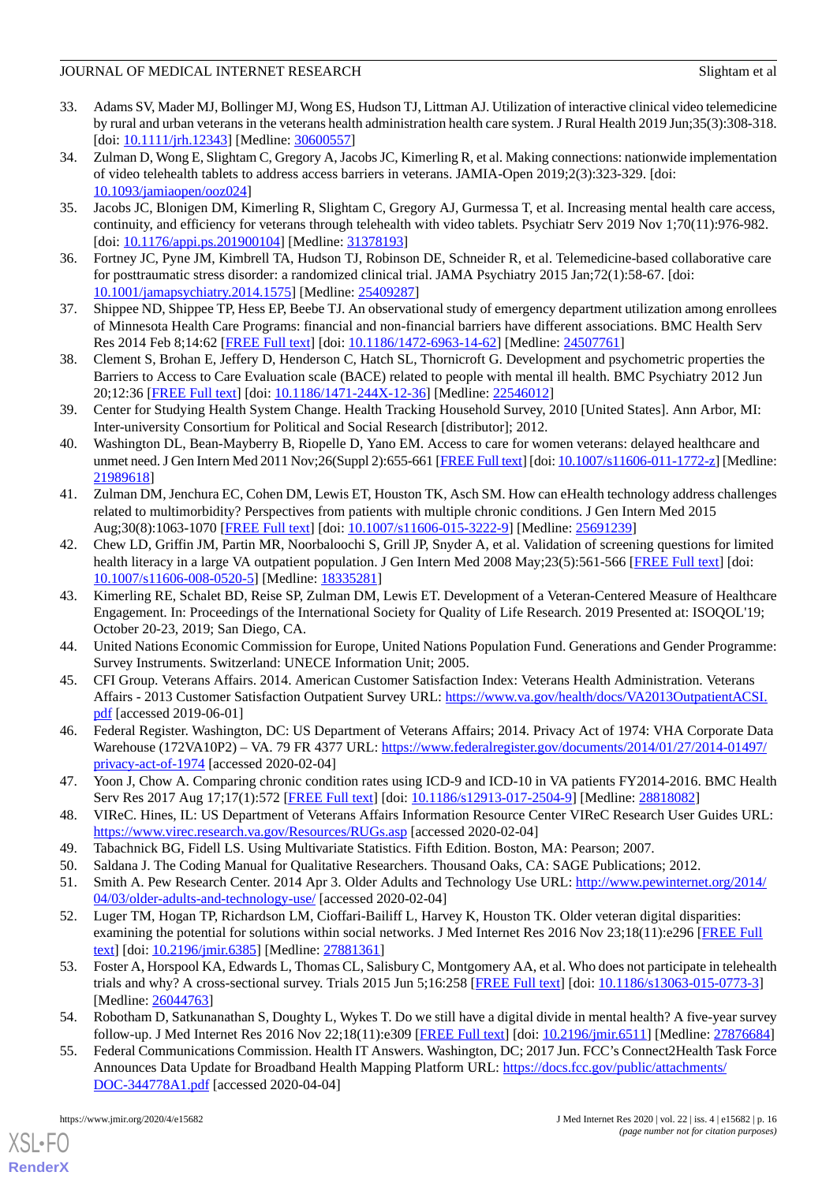33. Adams SV, Mader MJ, Bollinger MJ, Wong ES, Hudson TJ, Littman AJ. Utilization of interactive clinical video telemedicine by rural and urban veterans in the veterans health administration health care system. J Rural Health 2019 Jun;35(3):308-318. [doi: 10.1111/jrh.12343] [Medline: 30600557]
34. Zulman D, Wong E, Slightam C, Gregory A, Jacobs JC, Kimerling R, et al. Making connections: nationwide implementation of video telehealth tablets to address access barriers in veterans. JAMIA-Open 2019;2(3):323-329. [doi: 10.1093/jamiaopen/ooz024]
35. Jacobs JC, Blonigen DM, Kimerling R, Slightam C, Gregory AJ, Gurmessa T, et al. Increasing mental health care access, continuity, and efficiency for veterans through telehealth with video tablets. Psychiatr Serv 2019 Nov 1;70(11):976-982. [doi: 10.1176/appi.ps.201900104] [Medline: 31378193]
36. Fortney JC, Pyne JM, Kimbrell TA, Hudson TJ, Robinson DE, Schneider R, et al. Telemedicine-based collaborative care for posttraumatic stress disorder: a randomized clinical trial. JAMA Psychiatry 2015 Jan;72(1):58-67. [doi: 10.1001/jamapsychiatry.2014.1575] [Medline: 25409287]
37. Shippee ND, Shippee TP, Hess EP, Beebe TJ. An observational study of emergency department utilization among enrollees of Minnesota Health Care Programs: financial and non-financial barriers have different associations. BMC Health Serv Res 2014 Feb 8;14:62 [FREE Full text] [doi: 10.1186/1472-6963-14-62] [Medline: 24507761]
38. Clement S, Brohan E, Jeffery D, Henderson C, Hatch SL, Thornicroft G. Development and psychometric properties the Barriers to Access to Care Evaluation scale (BACE) related to people with mental ill health. BMC Psychiatry 2012 Jun 20;12:36 [FREE Full text] [doi: 10.1186/1471-244X-12-36] [Medline: 22546012]
39. Center for Studying Health System Change. Health Tracking Household Survey, 2010 [United States]. Ann Arbor, MI: Inter-university Consortium for Political and Social Research [distributor]; 2012.
40. Washington DL, Bean-Mayberry B, Riopelle D, Yano EM. Access to care for women veterans: delayed healthcare and unmet need. J Gen Intern Med 2011 Nov;26(Suppl 2):655-661 [FREE Full text] [doi: 10.1007/s11606-011-1772-z] [Medline: 21989618]
41. Zulman DM, Jenchura EC, Cohen DM, Lewis ET, Houston TK, Asch SM. How can eHealth technology address challenges related to multimorbidity? Perspectives from patients with multiple chronic conditions. J Gen Intern Med 2015 Aug;30(8):1063-1070 [FREE Full text] [doi: 10.1007/s11606-015-3222-9] [Medline: 25691239]
42. Chew LD, Griffin JM, Partin MR, Noorbaloochi S, Grill JP, Snyder A, et al. Validation of screening questions for limited health literacy in a large VA outpatient population. J Gen Intern Med 2008 May;23(5):561-566 [FREE Full text] [doi: 10.1007/s11606-008-0520-5] [Medline: 18335281]
43. Kimerling RE, Schalet BD, Reise SP, Zulman DM, Lewis ET. Development of a Veteran-Centered Measure of Healthcare Engagement. In: Proceedings of the International Society for Quality of Life Research. 2019 Presented at: ISOQOL'19; October 20-23, 2019; San Diego, CA.
44. United Nations Economic Commission for Europe, United Nations Population Fund. Generations and Gender Programme: Survey Instruments. Switzerland: UNECE Information Unit; 2005.
45. CFI Group. Veterans Affairs. 2014. American Customer Satisfaction Index: Veterans Health Administration. Veterans Affairs - 2013 Customer Satisfaction Outpatient Survey URL: https://www.va.gov/health/docs/VA2013OutpatientACSI.pdf [accessed 2019-06-01]
46. Federal Register. Washington, DC: US Department of Veterans Affairs; 2014. Privacy Act of 1974: VHA Corporate Data Warehouse (172VA10P2) – VA. 79 FR 4377 URL: https://www.federalregister.gov/documents/2014/01/27/2014-01497/privacy-act-of-1974 [accessed 2020-02-04]
47. Yoon J, Chow A. Comparing chronic condition rates using ICD-9 and ICD-10 in VA patients FY2014-2016. BMC Health Serv Res 2017 Aug 17;17(1):572 [FREE Full text] [doi: 10.1186/s12913-017-2504-9] [Medline: 28818082]
48. VIReC. Hines, IL: US Department of Veterans Affairs Information Resource Center VIReC Research User Guides URL: https://www.virec.research.va.gov/Resources/RUGs.asp [accessed 2020-02-04]
49. Tabachnick BG, Fidell LS. Using Multivariate Statistics. Fifth Edition. Boston, MA: Pearson; 2007.
50. Saldana J. The Coding Manual for Qualitative Researchers. Thousand Oaks, CA: SAGE Publications; 2012.
51. Smith A. Pew Research Center. 2014 Apr 3. Older Adults and Technology Use URL: http://www.pewinternet.org/2014/04/03/older-adults-and-technology-use/ [accessed 2020-02-04]
52. Luger TM, Hogan TP, Richardson LM, Cioffari-Bailiff L, Harvey K, Houston TK. Older veteran digital disparities: examining the potential for solutions within social networks. J Med Internet Res 2016 Nov 23;18(11):e296 [FREE Full text] [doi: 10.2196/jmir.6385] [Medline: 27881361]
53. Foster A, Horspool KA, Edwards L, Thomas CL, Salisbury C, Montgomery AA, et al. Who does not participate in telehealth trials and why? A cross-sectional survey. Trials 2015 Jun 5;16:258 [FREE Full text] [doi: 10.1186/s13063-015-0773-3] [Medline: 26044763]
54. Robotham D, Satkunanathan S, Doughty L, Wykes T. Do we still have a digital divide in mental health? A five-year survey follow-up. J Med Internet Res 2016 Nov 22;18(11):e309 [FREE Full text] [doi: 10.2196/jmir.6511] [Medline: 27876684]
55. Federal Communications Commission. Health IT Answers. Washington, DC; 2017 Jun. FCC's Connect2Health Task Force Announces Data Update for Broadband Health Mapping Platform URL: https://docs.fcc.gov/public/attachments/DOC-344778A1.pdf [accessed 2020-04-04]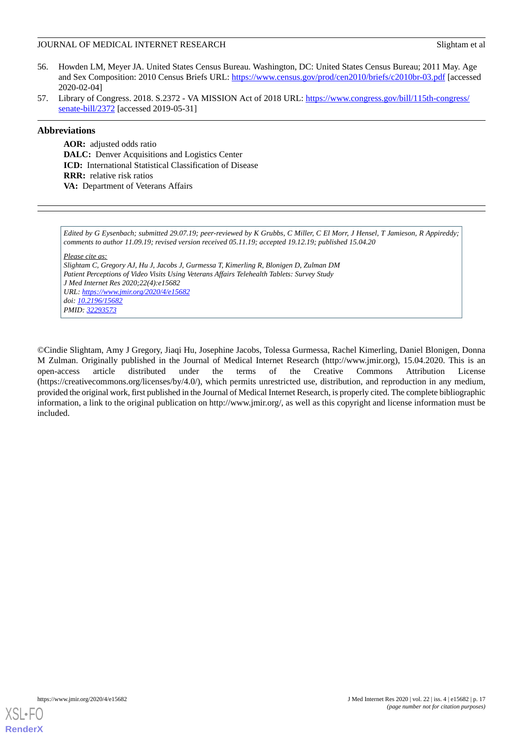56. Howden LM, Meyer JA. United States Census Bureau. Washington, DC: United States Census Bureau; 2011 May. Age and Sex Composition: 2010 Census Briefs URL: https://www.census.gov/prod/cen2010/briefs/c2010br-03.pdf [accessed 2020-02-04]
57. Library of Congress. 2018. S.2372 - VA MISSION Act of 2018 URL: https://www.congress.gov/bill/115th-congress/senate-bill/2372 [accessed 2019-05-31]

## Abbreviations

**AOR:** adjusted odds ratio
**DALC:** Denver Acquisitions and Logistics Center
**ICD:** International Statistical Classification of Disease
**RRR:** relative risk ratios
**VA:** Department of Veterans Affairs

*Edited by G Eysenbach; submitted 29.07.19; peer-reviewed by K Grubbs, C Miller, C El Morr, J Hensel, T Jamieson, R Appireddy; comments to author 11.09.19; revised version received 05.11.19; accepted 19.12.19; published 15.04.20*

*Please cite as:*
*Slightam C, Gregory AJ, Hu J, Jacobs J, Gurmessa T, Kimerling R, Blonigen D, Zulman DM*
*Patient Perceptions of Video Visits Using Veterans Affairs Telehealth Tablets: Survey Study*
*J Med Internet Res 2020;22(4):e15682*
*URL: https://www.jmir.org/2020/4/e15682*
*doi: 10.2196/15682*
*PMID: 32293573*

©Cindie Slightam, Amy J Gregory, Jiaqi Hu, Josephine Jacobs, Tolessa Gurmessa, Rachel Kimerling, Daniel Blonigen, Donna M Zulman. Originally published in the Journal of Medical Internet Research (http://www.jmir.org), 15.04.2020. This is an open-access article distributed under the terms of the Creative Commons Attribution License (https://creativecommons.org/licenses/by/4.0/), which permits unrestricted use, distribution, and reproduction in any medium, provided the original work, first published in the Journal of Medical Internet Research, is properly cited. The complete bibliographic information, a link to the original publication on http://www.jmir.org/, as well as this copyright and license information must be included.